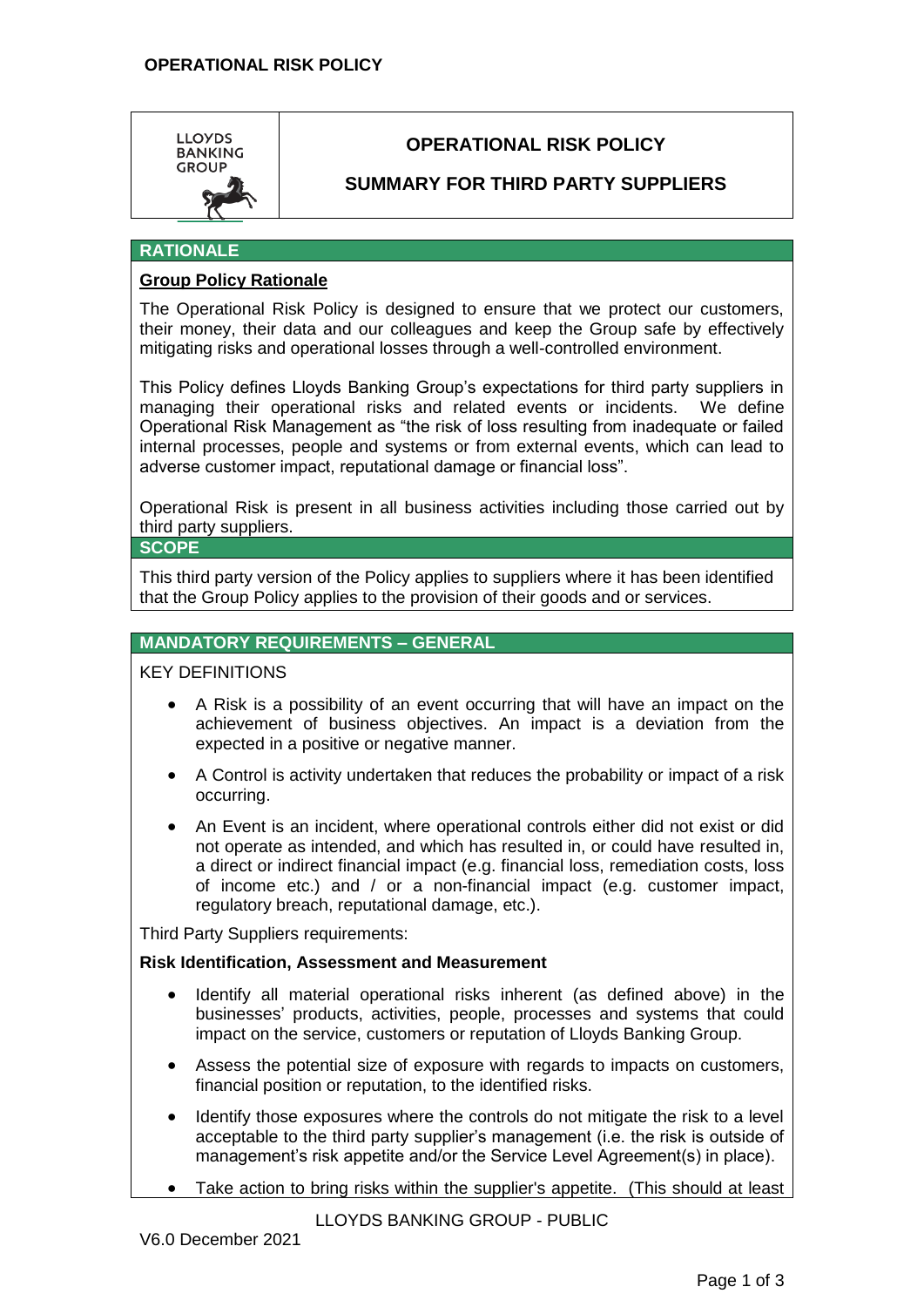# OPERATIONAL RISK POLICY

## SUMMARY FOR THIRD PARTY SUPPLIERS

## RATIONALE

**Group Policy Rationale**

The Operational Risk Policy is designed to ensure that we protect our customers, their money, their data and our colleagues and keep the Group safe by effectively mitigating risks and operational losses through a well-controlled environment.

This Policy defines Lloyds Banking Group's expectations for third party suppliers in managing their operational risks and related events or incidents. We define Operational Risk Management as "the risk of loss resulting from inadequate or failed internal processes, people and systems or from external events, which can lead to adverse customer impact, reputational damage or financial loss".

Operational Risk is present in all business activities including those carried out by third party suppliers.

## SCOPE

This third party version of the Policy applies to suppliers where it has been identified that the Group Policy applies to the provision of their goods and or services.

## MANDATORY REQUIREMENTS – GENERAL

KEY DEFINITIONS

- A Risk is a possibility of an event occurring that will have an impact on the achievement of business objectives. An impact is a deviation from the expected in a positive or negative manner.
- A Control is activity undertaken that reduces the probability or impact of a risk occurring.
- An Event is an incident, where operational controls either did not exist or did not operate as intended, and which has resulted in, or could have resulted in, a direct or indirect financial impact (e.g. financial loss, remediation costs, loss of income etc.) and / or a non-financial impact (e.g. customer impact, regulatory breach, reputational damage, etc.).

Third Party Suppliers requirements:

**Risk Identification, Assessment and Measurement**

- Identify all material operational risks inherent (as defined above) in the businesses' products, activities, people, processes and systems that could impact on the service, customers or reputation of Lloyds Banking Group.
- Assess the potential size of exposure with regards to impacts on customers, financial position or reputation, to the identified risks.
- Identify those exposures where the controls do not mitigate the risk to a level acceptable to the third party supplier's management (i.e. the risk is outside of management's risk appetite and/or the Service Level Agreement(s) in place).
- Take action to bring risks within the supplier's appetite. (This should at least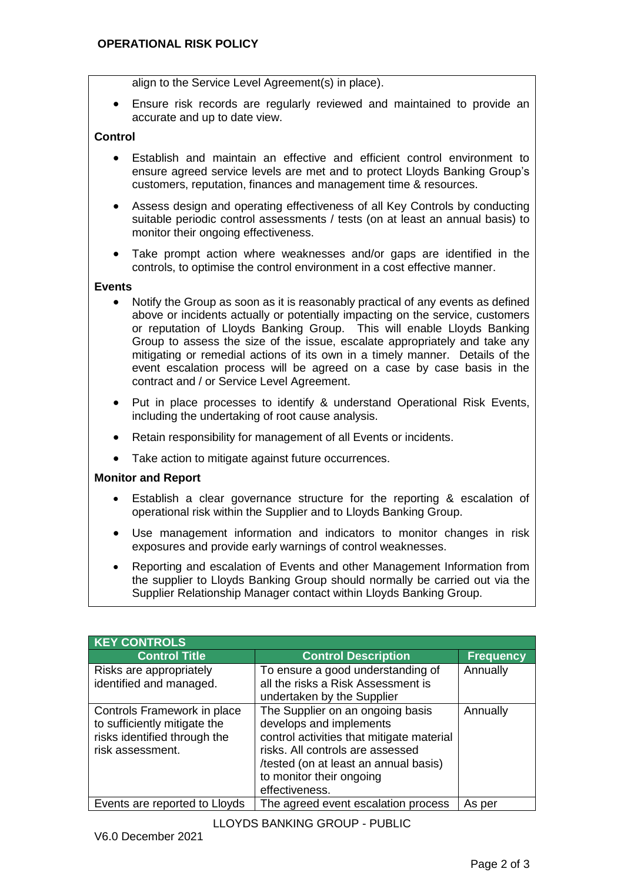align to the Service Level Agreement(s) in place).

- Ensure risk records are regularly reviewed and maintained to provide an accurate and up to date view.

**Control**

- Establish and maintain an effective and efficient control environment to ensure agreed service levels are met and to protect Lloyds Banking Group's customers, reputation, finances and management time & resources.
- Assess design and operating effectiveness of all Key Controls by conducting suitable periodic control assessments / tests (on at least an annual basis) to monitor their ongoing effectiveness.
- Take prompt action where weaknesses and/or gaps are identified in the controls, to optimise the control environment in a cost effective manner.

**Events**

- Notify the Group as soon as it is reasonably practical of any events as defined above or incidents actually or potentially impacting on the service, customers or reputation of Lloyds Banking Group. This will enable Lloyds Banking Group to assess the size of the issue, escalate appropriately and take any mitigating or remedial actions of its own in a timely manner. Details of the event escalation process will be agreed on a case by case basis in the contract and / or Service Level Agreement.
- Put in place processes to identify & understand Operational Risk Events, including the undertaking of root cause analysis.
- Retain responsibility for management of all Events or incidents.
- Take action to mitigate against future occurrences.

**Monitor and Report**

- Establish a clear governance structure for the reporting & escalation of operational risk within the Supplier and to Lloyds Banking Group.
- Use management information and indicators to monitor changes in risk exposures and provide early warnings of control weaknesses.
- Reporting and escalation of Events and other Management Information from the supplier to Lloyds Banking Group should normally be carried out via the Supplier Relationship Manager contact within Lloyds Banking Group.

| **KEY CONTROLS** | | |
|---|---|---|
| **Control Title** | **Control Description** | **Frequency** |
| Risks are appropriately identified and managed. | To ensure a good understanding of all the risks a Risk Assessment is undertaken by the Supplier | Annually |
| Controls Framework in place to sufficiently mitigate the risks identified through the risk assessment. | The Supplier on an ongoing basis develops and implements control activities that mitigate material risks. All controls are assessed /tested (on at least an annual basis) to monitor their ongoing effectiveness. | Annually |
| Events are reported to Lloyds | The agreed event escalation process | As per |

LLOYDS BANKING GROUP - PUBLIC

V6.0 December 2021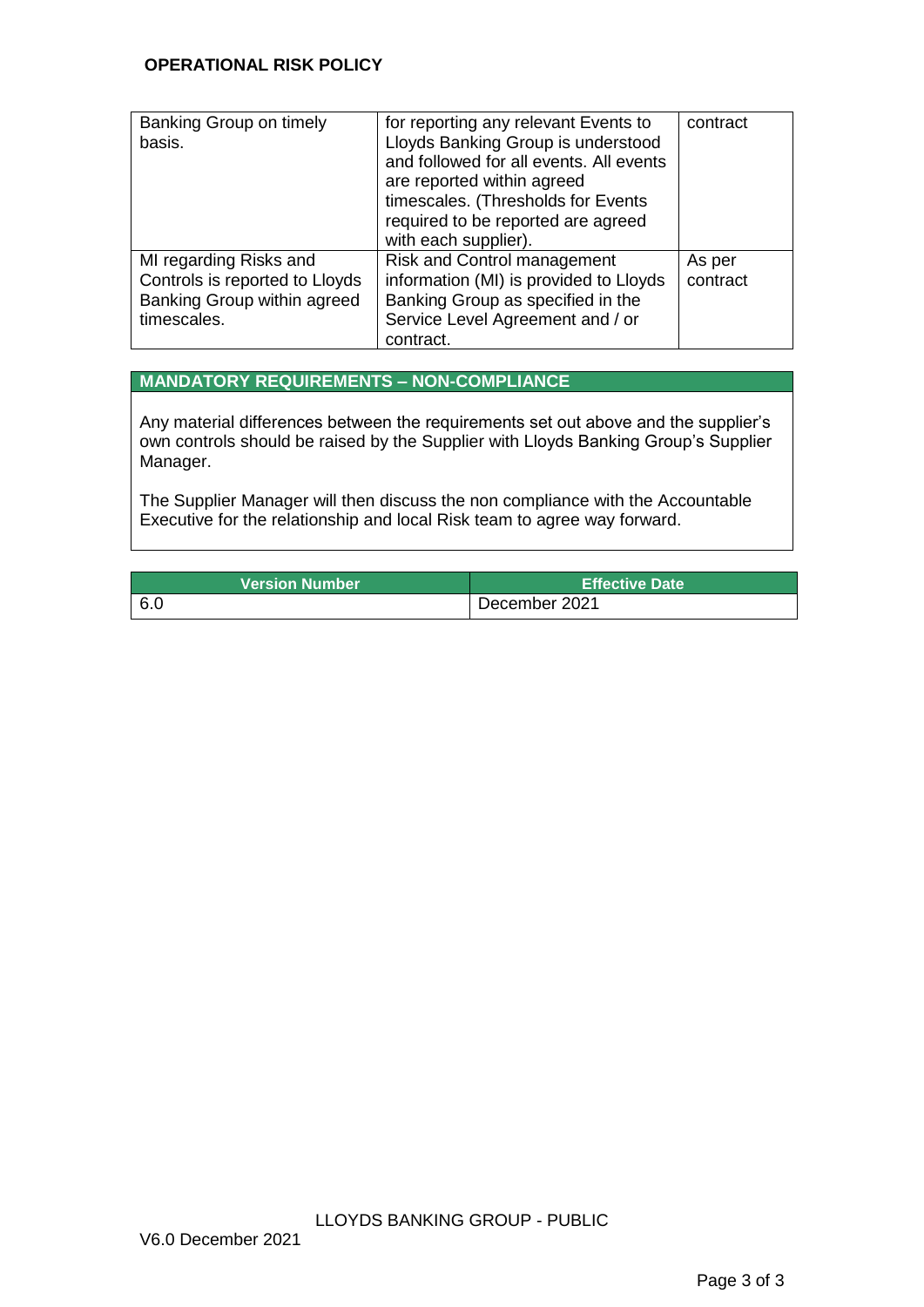| | | |
|---|---|---|
| Banking Group on timely basis. | for reporting any relevant Events to Lloyds Banking Group is understood and followed for all events. All events are reported within agreed timescales. (Thresholds for Events required to be reported are agreed with each supplier). | contract |
| MI regarding Risks and Controls is reported to Lloyds Banking Group within agreed timescales. | Risk and Control management information (MI) is provided to Lloyds Banking Group as specified in the Service Level Agreement and / or contract. | As per contract |

## MANDATORY REQUIREMENTS – NON-COMPLIANCE

Any material differences between the requirements set out above and the supplier's own controls should be raised by the Supplier with Lloyds Banking Group's Supplier Manager.

The Supplier Manager will then discuss the non compliance with the Accountable Executive for the relationship and local Risk team to agree way forward.

| Version Number | Effective Date |
|---|---|
| 6.0 | December 2021 |